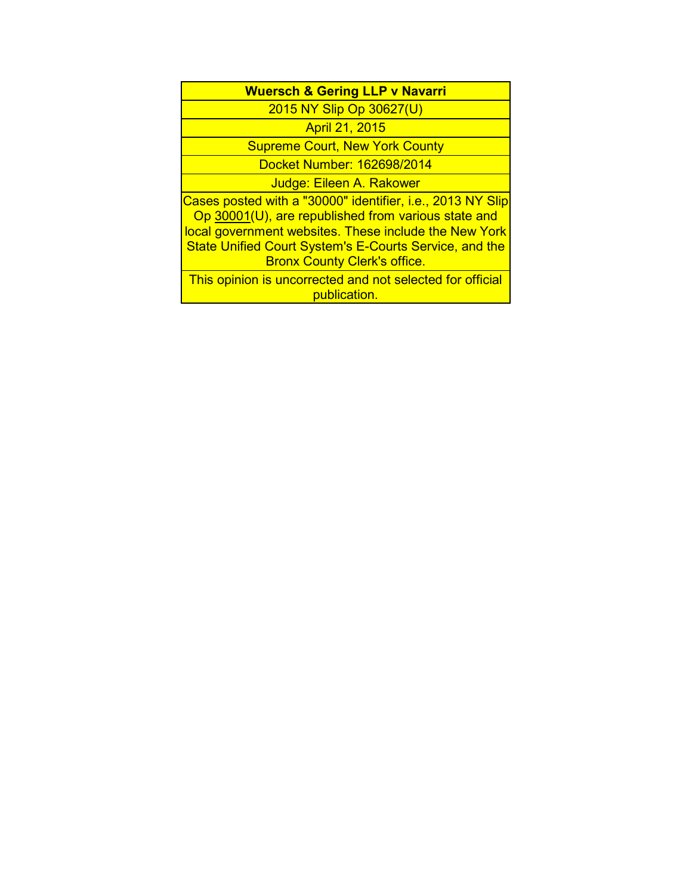| **Wuersch & Gering LLP v Navarri** |
|---|
| 2015 NY Slip Op 30627(U) |
| April 21, 2015 |
| Supreme Court, New York County |
| Docket Number: 162698/2014 |
| Judge: Eileen A. Rakower |
| Cases posted with a "30000" identifier, i.e., 2013 NY Slip Op 30001(U), are republished from various state and local government websites. These include the New York State Unified Court System's E-Courts Service, and the Bronx County Clerk's office. |
| This opinion is uncorrected and not selected for official publication. |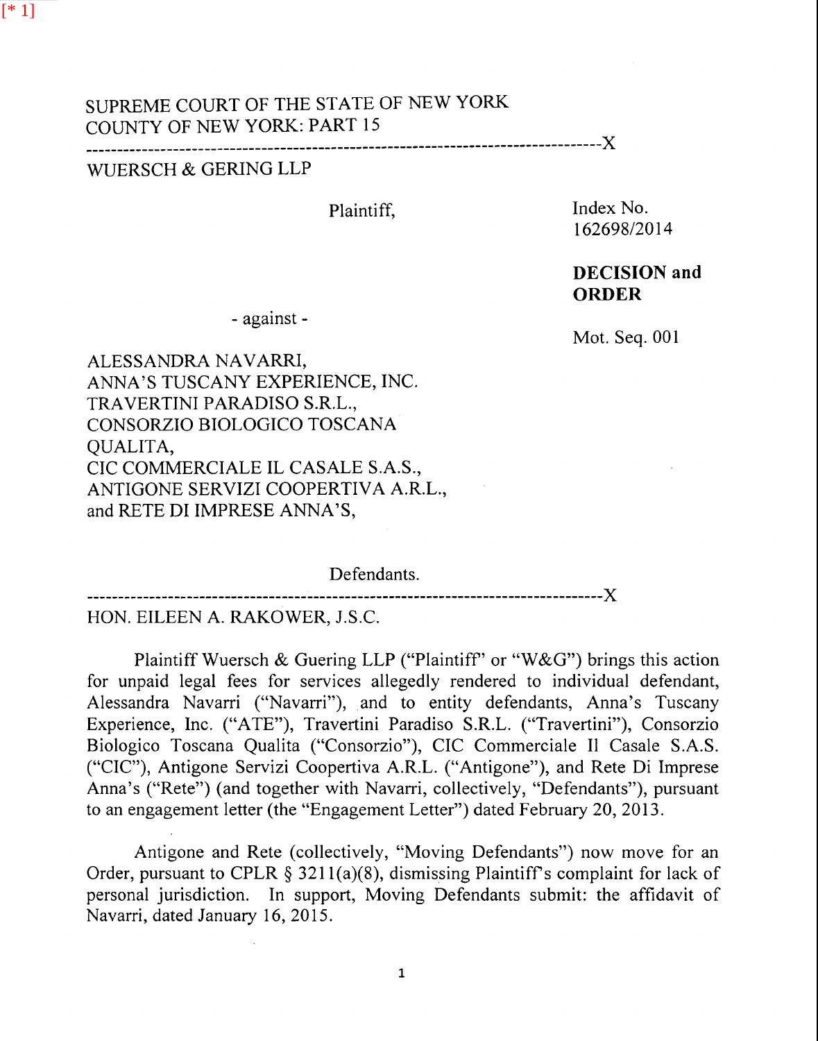[* 1]

SUPREME COURT OF THE STATE OF NEW YORK
COUNTY OF NEW YORK: PART 15

---

WUERSCH & GERING LLP

Plaintiff,

Index No. 162698/2014

**DECISION and ORDER**

- against -

Mot. Seq. 001

ALESSANDRA NAVARRI,
ANNA'S TUSCANY EXPERIENCE, INC.
TRAVERTINI PARADISO S.R.L.,
CONSORZIO BIOLOGICO TOSCANA QUALITA,
CIC COMMERCIALE IL CASALE S.A.S.,
ANTIGONE SERVIZI COOPERTIVA A.R.L.,
and RETE DI IMPRESE ANNA'S,

Defendants.

---

HON. EILEEN A. RAKOWER, J.S.C.

Plaintiff Wuersch & Guering LLP ("Plaintiff" or "W&G") brings this action for unpaid legal fees for services allegedly rendered to individual defendant, Alessandra Navarri ("Navarri"), and to entity defendants, Anna's Tuscany Experience, Inc. ("ATE"), Travertini Paradiso S.R.L. ("Travertini"), Consorzio Biologico Toscana Qualita ("Consorzio"), CIC Commerciale Il Casale S.A.S. ("CIC"), Antigone Servizi Coopertiva A.R.L. ("Antigone"), and Rete Di Imprese Anna's ("Rete") (and together with Navarri, collectively, "Defendants"), pursuant to an engagement letter (the "Engagement Letter") dated February 20, 2013.

Antigone and Rete (collectively, "Moving Defendants") now move for an Order, pursuant to CPLR § 3211(a)(8), dismissing Plaintiff's complaint for lack of personal jurisdiction. In support, Moving Defendants submit: the affidavit of Navarri, dated January 16, 2015.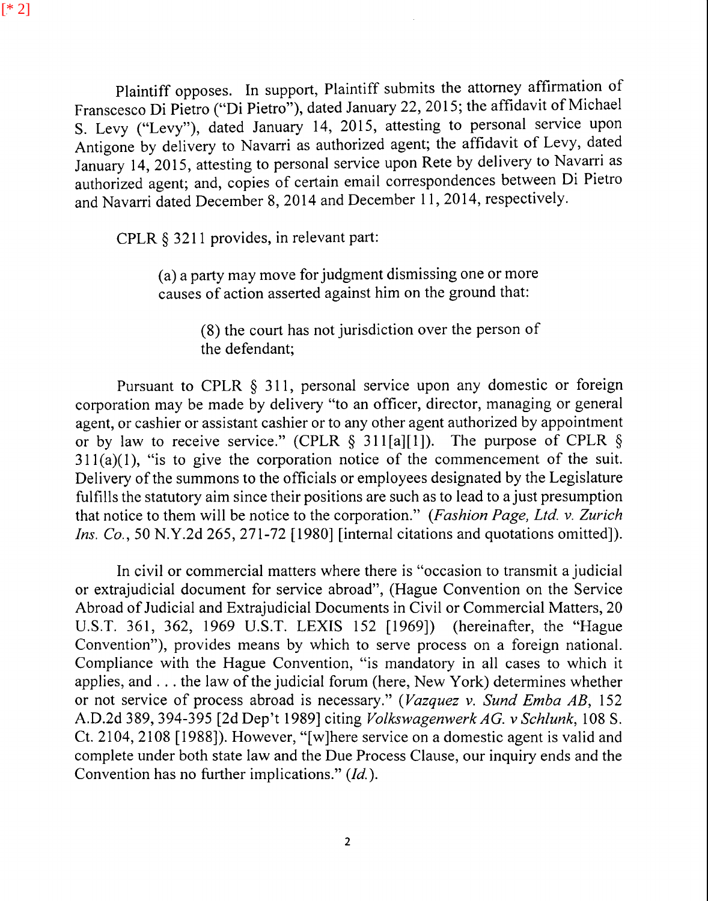Plaintiff opposes. In support, Plaintiff submits the attorney affirmation of Franscesco Di Pietro ("Di Pietro"), dated January 22, 2015; the affidavit of Michael S. Levy ("Levy"), dated January 14, 2015, attesting to personal service upon Antigone by delivery to Navarri as authorized agent; the affidavit of Levy, dated January 14, 2015, attesting to personal service upon Rete by delivery to Navarri as authorized agent; and, copies of certain email correspondences between Di Pietro and Navarri dated December 8, 2014 and December 11, 2014, respectively.

CPLR § 3211 provides, in relevant part:

> (a) a party may move for judgment dismissing one or more causes of action asserted against him on the ground that:
>
> > (8) the court has not jurisdiction over the person of the defendant;

Pursuant to CPLR § 311, personal service upon any domestic or foreign corporation may be made by delivery "to an officer, director, managing or general agent, or cashier or assistant cashier or to any other agent authorized by appointment or by law to receive service." (CPLR § 311[a][1]). The purpose of CPLR § 311(a)(1), "is to give the corporation notice of the commencement of the suit. Delivery of the summons to the officials or employees designated by the Legislature fulfills the statutory aim since their positions are such as to lead to a just presumption that notice to them will be notice to the corporation." (*Fashion Page, Ltd. v. Zurich Ins. Co.*, 50 N.Y.2d 265, 271-72 [1980] [internal citations and quotations omitted]).

In civil or commercial matters where there is "occasion to transmit a judicial or extrajudicial document for service abroad", (Hague Convention on the Service Abroad of Judicial and Extrajudicial Documents in Civil or Commercial Matters, 20 U.S.T. 361, 362, 1969 U.S.T. LEXIS 152 [1969]) (hereinafter, the "Hague Convention"), provides means by which to serve process on a foreign national. Compliance with the Hague Convention, "is mandatory in all cases to which it applies, and . . . the law of the judicial forum (here, New York) determines whether or not service of process abroad is necessary." (*Vazquez v. Sund Emba AB*, 152 A.D.2d 389, 394-395 [2d Dep't 1989] citing *Volkswagenwerk AG. v Schlunk*, 108 S. Ct. 2104, 2108 [1988]). However, "[w]here service on a domestic agent is valid and complete under both state law and the Due Process Clause, our inquiry ends and the Convention has no further implications." (*Id.*).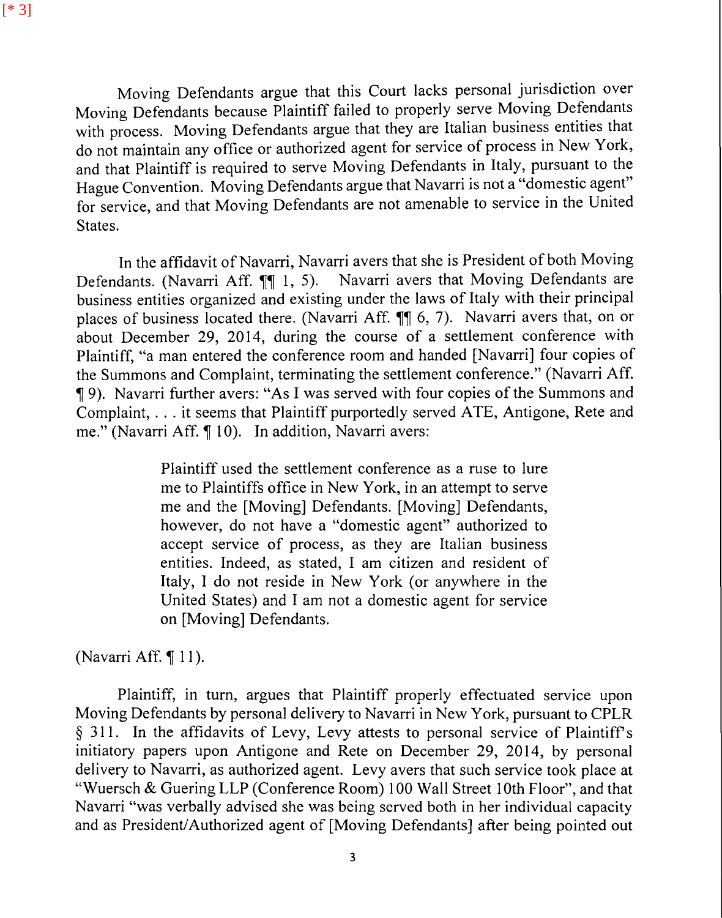Moving Defendants argue that this Court lacks personal jurisdiction over Moving Defendants because Plaintiff failed to properly serve Moving Defendants with process. Moving Defendants argue that they are Italian business entities that do not maintain any office or authorized agent for service of process in New York, and that Plaintiff is required to serve Moving Defendants in Italy, pursuant to the Hague Convention. Moving Defendants argue that Navarri is not a "domestic agent" for service, and that Moving Defendants are not amenable to service in the United States.

In the affidavit of Navarri, Navarri avers that she is President of both Moving Defendants. (Navarri Aff. ¶¶ 1, 5). Navarri avers that Moving Defendants are business entities organized and existing under the laws of Italy with their principal places of business located there. (Navarri Aff. ¶¶ 6, 7). Navarri avers that, on or about December 29, 2014, during the course of a settlement conference with Plaintiff, "a man entered the conference room and handed [Navarri] four copies of the Summons and Complaint, terminating the settlement conference." (Navarri Aff. ¶ 9). Navarri further avers: "As I was served with four copies of the Summons and Complaint, . . . it seems that Plaintiff purportedly served ATE, Antigone, Rete and me." (Navarri Aff. ¶ 10). In addition, Navarri avers:

> Plaintiff used the settlement conference as a ruse to lure me to Plaintiffs office in New York, in an attempt to serve me and the [Moving] Defendants. [Moving] Defendants, however, do not have a "domestic agent" authorized to accept service of process, as they are Italian business entities. Indeed, as stated, I am citizen and resident of Italy, I do not reside in New York (or anywhere in the United States) and I am not a domestic agent for service on [Moving] Defendants.

(Navarri Aff. ¶ 11).

Plaintiff, in turn, argues that Plaintiff properly effectuated service upon Moving Defendants by personal delivery to Navarri in New York, pursuant to CPLR § 311. In the affidavits of Levy, Levy attests to personal service of Plaintiff's initiatory papers upon Antigone and Rete on December 29, 2014, by personal delivery to Navarri, as authorized agent. Levy avers that such service took place at "Wuersch & Guering LLP (Conference Room) 100 Wall Street 10th Floor", and that Navarri "was verbally advised she was being served both in her individual capacity and as President/Authorized agent of [Moving Defendants] after being pointed out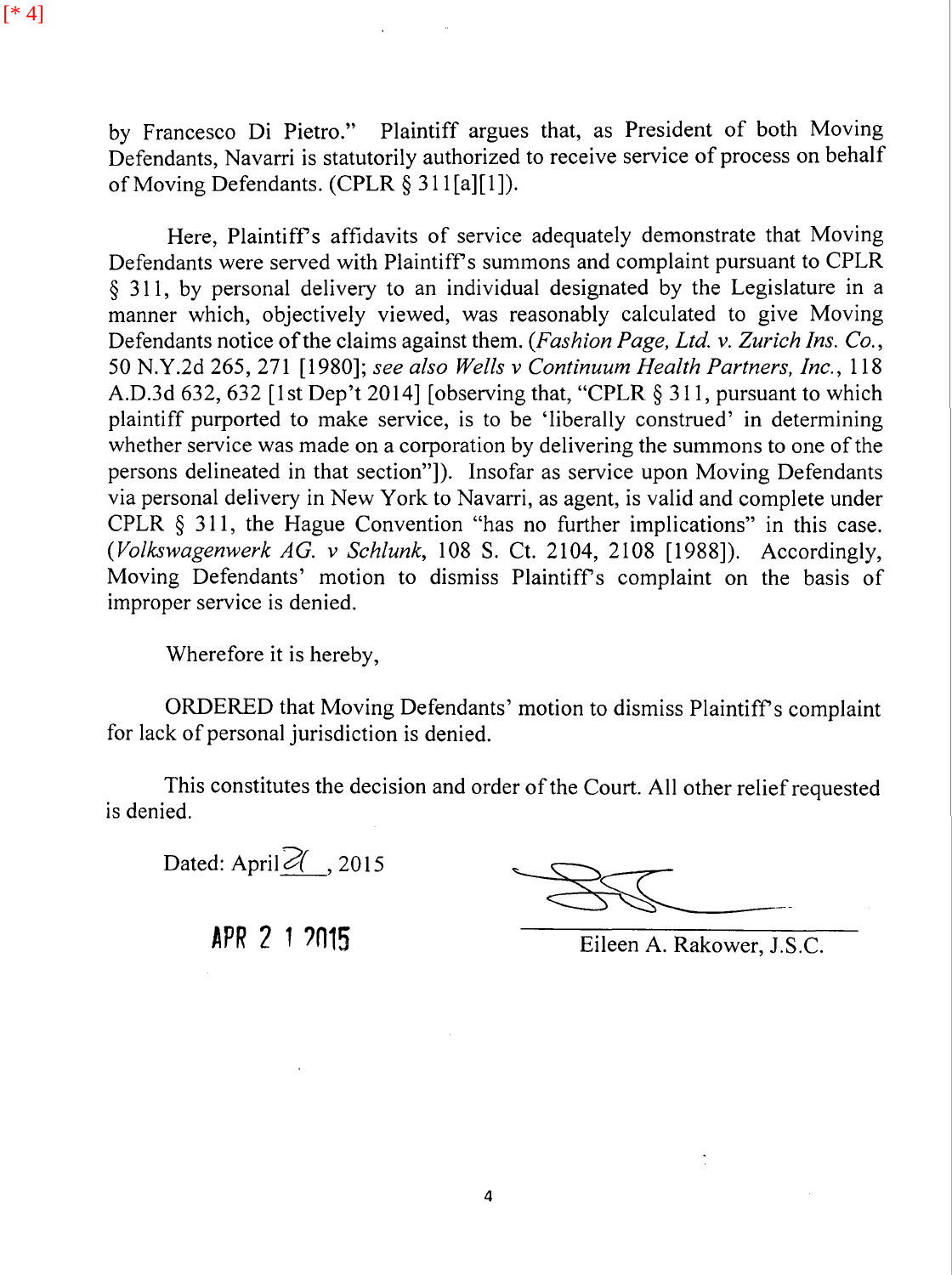[* 4]

by Francesco Di Pietro." Plaintiff argues that, as President of both Moving Defendants, Navarri is statutorily authorized to receive service of process on behalf of Moving Defendants. (CPLR § 311[a][1]).

Here, Plaintiff's affidavits of service adequately demonstrate that Moving Defendants were served with Plaintiff's summons and complaint pursuant to CPLR § 311, by personal delivery to an individual designated by the Legislature in a manner which, objectively viewed, was reasonably calculated to give Moving Defendants notice of the claims against them. (*Fashion Page, Ltd. v. Zurich Ins. Co.*, 50 N.Y.2d 265, 271 [1980]; *see also Wells v Continuum Health Partners, Inc.*, 118 A.D.3d 632, 632 [1st Dep't 2014] [observing that, "CPLR § 311, pursuant to which plaintiff purported to make service, is to be 'liberally construed' in determining whether service was made on a corporation by delivering the summons to one of the persons delineated in that section"]). Insofar as service upon Moving Defendants via personal delivery in New York to Navarri, as agent, is valid and complete under CPLR § 311, the Hague Convention "has no further implications" in this case. (*Volkswagenwerk AG. v Schlunk*, 108 S. Ct. 2104, 2108 [1988]). Accordingly, Moving Defendants' motion to dismiss Plaintiff's complaint on the basis of improper service is denied.

Wherefore it is hereby,

ORDERED that Moving Defendants' motion to dismiss Plaintiff's complaint for lack of personal jurisdiction is denied.

This constitutes the decision and order of the Court. All other relief requested is denied.

Dated: April 21, 2015

APR 2 1 2015

Eileen A. Rakower, J.S.C.